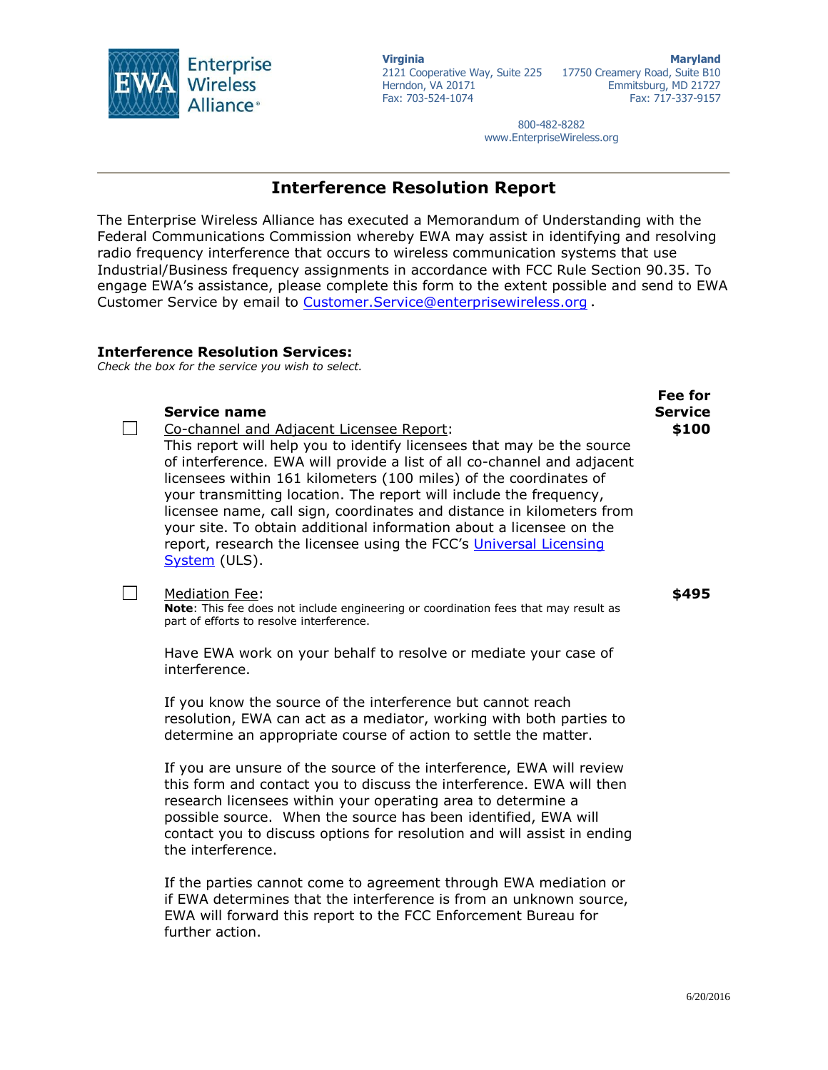Enterprise Wireless Alliance

**Virginia**
2121 Cooperative Way, Suite 225
Herndon, VA 20171
Fax: 703-524-1074

**Maryland**
17750 Creamery Road, Suite B10
Emmitsburg, MD 21727
Fax: 717-337-9157

800-482-8282
www.EnterpriseWireless.org

# Interference Resolution Report

The Enterprise Wireless Alliance has executed a Memorandum of Understanding with the Federal Communications Commission whereby EWA may assist in identifying and resolving radio frequency interference that occurs to wireless communication systems that use Industrial/Business frequency assignments in accordance with FCC Rule Section 90.35. To engage EWA's assistance, please complete this form to the extent possible and send to EWA Customer Service by email to Customer.Service@enterprisewireless.org .

## Interference Resolution Services:

*Check the box for the service you wish to select.*

| | **Service name** | **Fee for Service** |
|---|---|---|
| ☐ | Co-channel and Adjacent Licensee Report: This report will help you to identify licensees that may be the source of interference. EWA will provide a list of all co-channel and adjacent licensees within 161 kilometers (100 miles) of the coordinates of your transmitting location. The report will include the frequency, licensee name, call sign, coordinates and distance in kilometers from your site. To obtain additional information about a licensee on the report, research the licensee using the FCC's Universal Licensing System (ULS). | **$100** |
| ☐ | Mediation Fee: **Note**: This fee does not include engineering or coordination fees that may result as part of efforts to resolve interference.<br><br>Have EWA work on your behalf to resolve or mediate your case of interference.<br><br>If you know the source of the interference but cannot reach resolution, EWA can act as a mediator, working with both parties to determine an appropriate course of action to settle the matter.<br><br>If you are unsure of the source of the interference, EWA will review this form and contact you to discuss the interference. EWA will then research licensees within your operating area to determine a possible source. When the source has been identified, EWA will contact you to discuss options for resolution and will assist in ending the interference.<br><br>If the parties cannot come to agreement through EWA mediation or if EWA determines that the interference is from an unknown source, EWA will forward this report to the FCC Enforcement Bureau for further action. | **$495** |

6/20/2016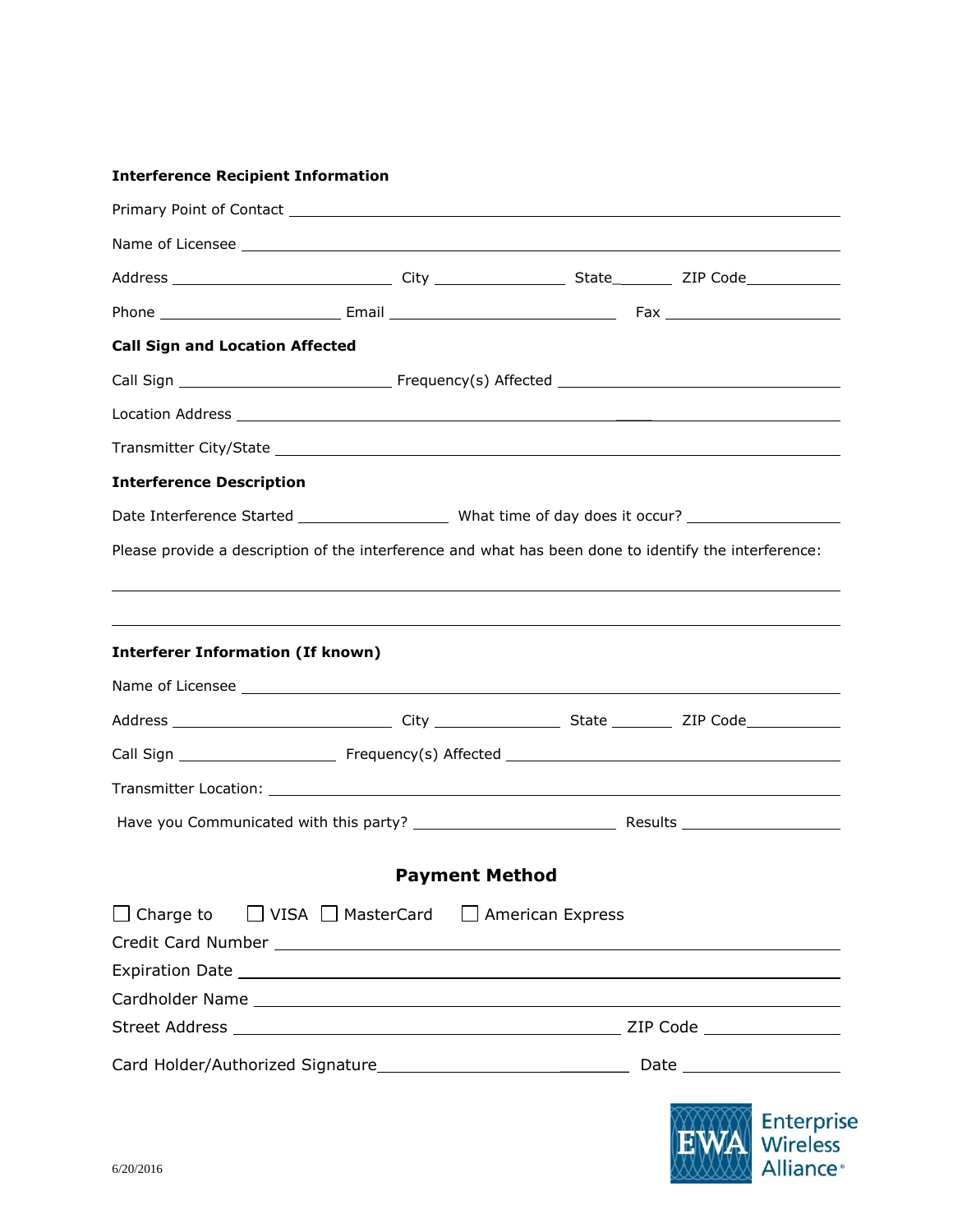**Interference Recipient Information**

Primary Point of Contact ______________________________________________

Name of Licensee ______________________________________________

Address ____________________ City ______________ State_______ ZIP Code__________

Phone __________________ Email ______________________ Fax __________________

**Call Sign and Location Affected**

Call Sign ____________________ Frequency(s) Affected ____________________________

Location Address ______________________________________________

Transmitter City/State ______________________________________________

**Interference Description**

Date Interference Started _______________ What time of day does it occur? _______________

Please provide a description of the interference and what has been done to identify the interference:

______________________________________________

______________________________________________

**Interferer Information (If known)**

Name of Licensee ______________________________________________

Address ____________________ City ______________ State _______ ZIP Code__________

Call Sign _______________ Frequency(s) Affected ______________________________

Transmitter Location: ______________________________________________

Have you Communicated with this party? ____________________ Results ______________

## Payment Method

☐ Charge to ☐ VISA ☐ MasterCard ☐ American Express

Credit Card Number ______________________________________________

Expiration Date ______________________________________________

Cardholder Name ______________________________________________

Street Address ____________________________________ ZIP Code ______________

Card Holder/Authorized Signature____________________________ Date ______________

6/20/2016

EWA Enterprise Wireless Alliance®